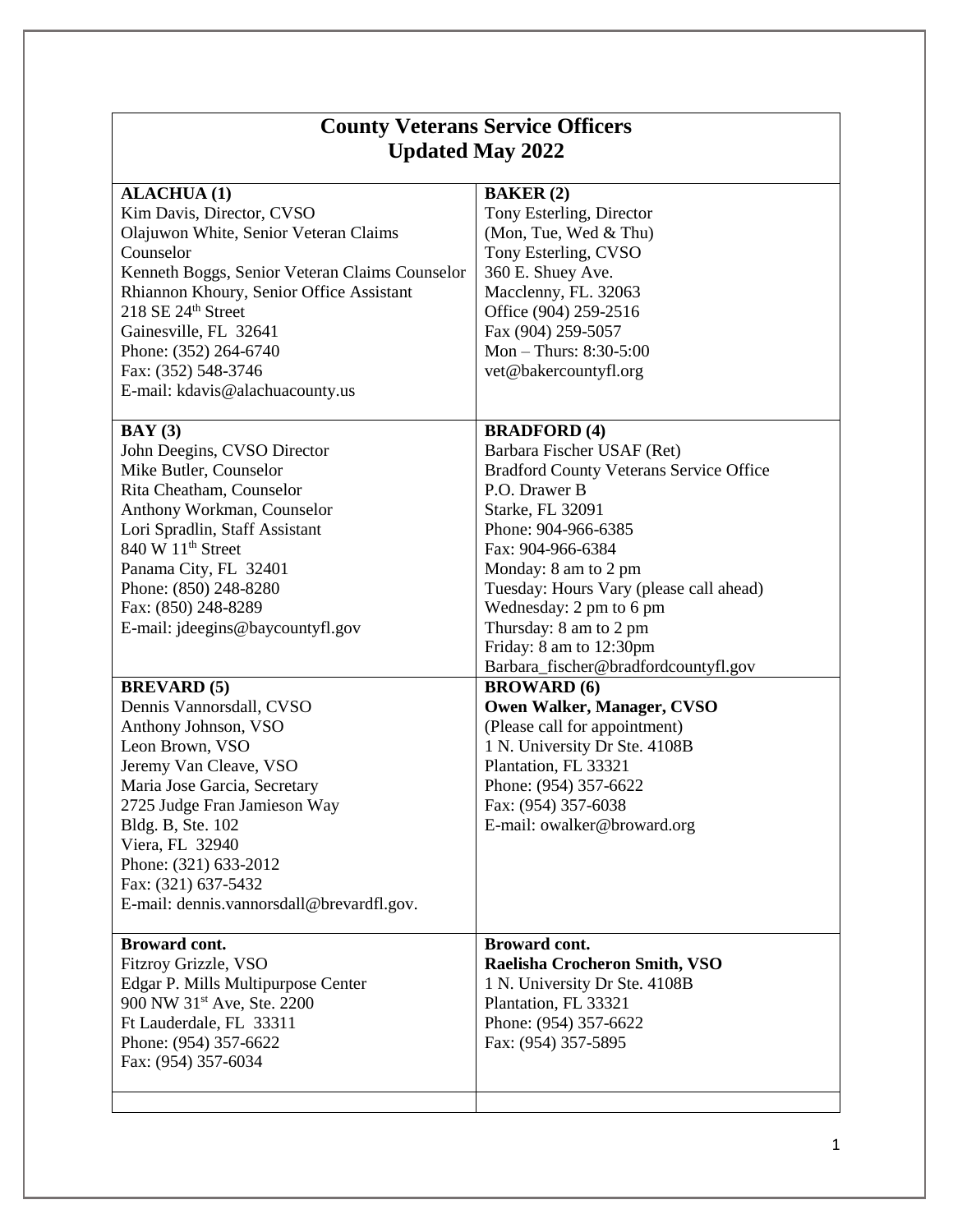# County Veterans Service Officers
## Updated May 2022

| | |
|---|---|
| **ALACHUA (1)**<br>Kim Davis, Director, CVSO<br>Olajuwon White, Senior Veteran Claims Counselor<br>Kenneth Boggs, Senior Veteran Claims Counselor<br>Rhiannon Khoury, Senior Office Assistant<br>218 SE 24th Street<br>Gainesville, FL 32641<br>Phone: (352) 264-6740<br>Fax: (352) 548-3746<br>E-mail: kdavis@alachuacounty.us | **BAKER (2)**<br>Tony Esterling, Director<br>(Mon, Tue, Wed & Thu)<br>Tony Esterling, CVSO<br>360 E. Shuey Ave.<br>Macclenny, FL. 32063<br>Office (904) 259-2516<br>Fax (904) 259-5057<br>Mon – Thurs: 8:30-5:00<br>vet@bakercountyfl.org |
| **BAY (3)**<br>John Deegins, CVSO Director<br>Mike Butler, Counselor<br>Rita Cheatham, Counselor<br>Anthony Workman, Counselor<br>Lori Spradlin, Staff Assistant<br>840 W 11th Street<br>Panama City, FL 32401<br>Phone: (850) 248-8280<br>Fax: (850) 248-8289<br>E-mail: jdeegins@baycountyfl.gov | **BRADFORD (4)**<br>Barbara Fischer USAF (Ret)<br>Bradford County Veterans Service Office<br>P.O. Drawer B<br>Starke, FL 32091<br>Phone: 904-966-6385<br>Fax: 904-966-6384<br>Monday: 8 am to 2 pm<br>Tuesday: Hours Vary (please call ahead)<br>Wednesday: 2 pm to 6 pm<br>Thursday: 8 am to 2 pm<br>Friday: 8 am to 12:30pm<br>Barbara_fischer@bradfordcountyfl.gov |
| **BREVARD (5)**<br>Dennis Vannorsdall, CVSO<br>Anthony Johnson, VSO<br>Leon Brown, VSO<br>Jeremy Van Cleave, VSO<br>Maria Jose Garcia, Secretary<br>2725 Judge Fran Jamieson Way<br>Bldg. B, Ste. 102<br>Viera, FL 32940<br>Phone: (321) 633-2012<br>Fax: (321) 637-5432<br>E-mail: dennis.vannorsdall@brevardfl.gov. | **BROWARD (6)**<br>**Owen Walker, Manager, CVSO**<br>(Please call for appointment)<br>1 N. University Dr Ste. 4108B<br>Plantation, FL 33321<br>Phone: (954) 357-6622<br>Fax: (954) 357-6038<br>E-mail: owalker@broward.org |
| **Broward cont.**<br>Fitzroy Grizzle, VSO<br>Edgar P. Mills Multipurpose Center<br>900 NW 31st Ave, Ste. 2200<br>Ft Lauderdale, FL 33311<br>Phone: (954) 357-6622<br>Fax: (954) 357-6034 | **Broward cont.**<br>**Raelisha Crocheron Smith, VSO**<br>1 N. University Dr Ste. 4108B<br>Plantation, FL 33321<br>Phone: (954) 357-6622<br>Fax: (954) 357-5895 |
| | |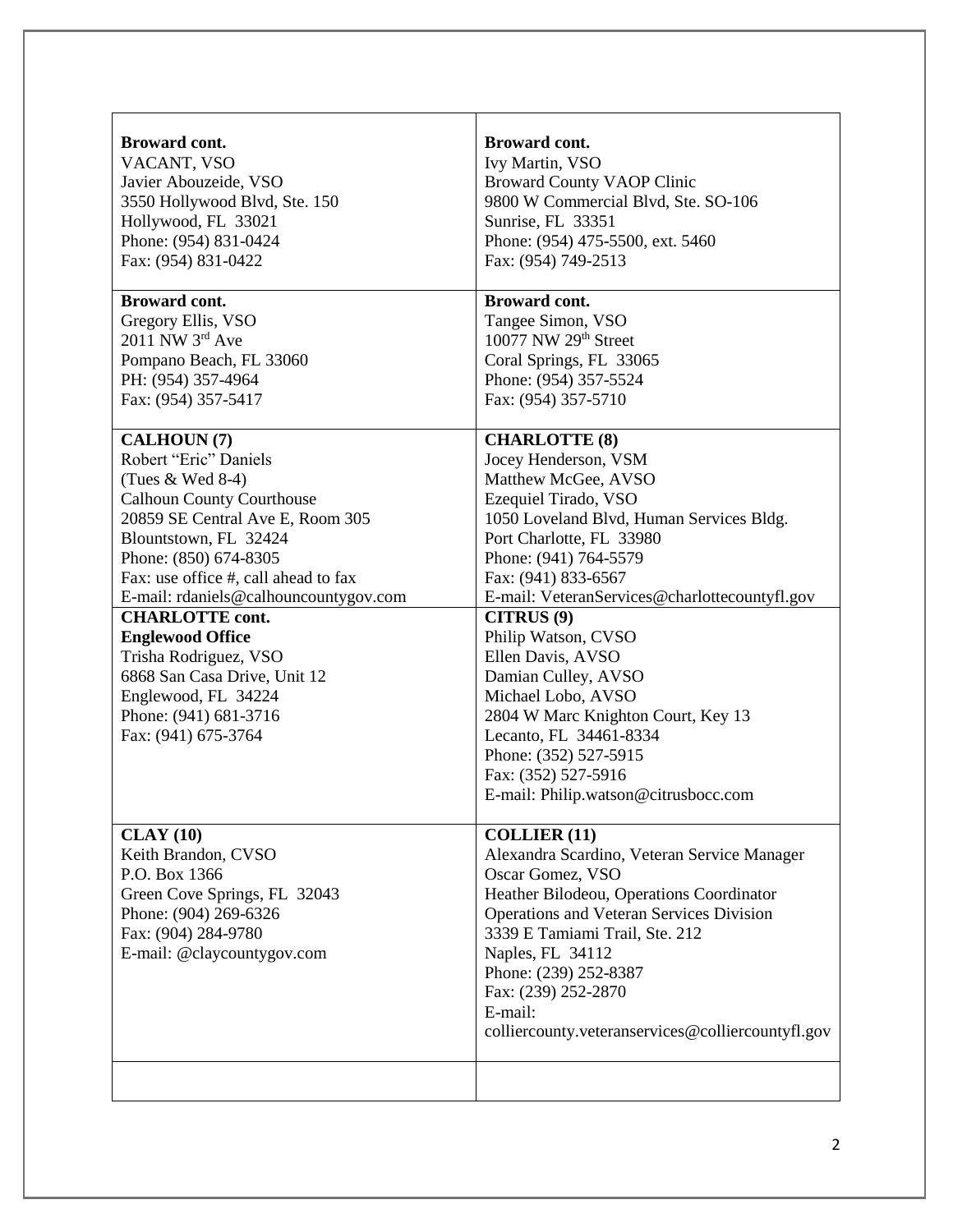| | |
|---|---|
| **Broward cont.**<br>VACANT, VSO<br>Javier Abouzeide, VSO<br>3550 Hollywood Blvd, Ste. 150<br>Hollywood, FL 33021<br>Phone: (954) 831-0424<br>Fax: (954) 831-0422 | **Broward cont.**<br>Ivy Martin, VSO<br>Broward County VAOP Clinic<br>9800 W Commercial Blvd, Ste. SO-106<br>Sunrise, FL 33351<br>Phone: (954) 475-5500, ext. 5460<br>Fax: (954) 749-2513 |
| **Broward cont.**<br>Gregory Ellis, VSO<br>2011 NW 3rd Ave<br>Pompano Beach, FL 33060<br>PH: (954) 357-4964<br>Fax: (954) 357-5417 | **Broward cont.**<br>Tangee Simon, VSO<br>10077 NW 29th Street<br>Coral Springs, FL 33065<br>Phone: (954) 357-5524<br>Fax: (954) 357-5710 |
| **CALHOUN (7)**<br>Robert "Eric" Daniels<br>(Tues & Wed 8-4)<br>Calhoun County Courthouse<br>20859 SE Central Ave E, Room 305<br>Blountstown, FL 32424<br>Phone: (850) 674-8305<br>Fax: use office #, call ahead to fax<br>E-mail: rdaniels@calhouncountygov.com | **CHARLOTTE (8)**<br>Jocey Henderson, VSM<br>Matthew McGee, AVSO<br>Ezequiel Tirado, VSO<br>1050 Loveland Blvd, Human Services Bldg.<br>Port Charlotte, FL 33980<br>Phone: (941) 764-5579<br>Fax: (941) 833-6567<br>E-mail: VeteranServices@charlottecountyfl.gov |
| **CHARLOTTE cont.**<br>**Englewood Office**<br>Trisha Rodriguez, VSO<br>6868 San Casa Drive, Unit 12<br>Englewood, FL 34224<br>Phone: (941) 681-3716<br>Fax: (941) 675-3764 | **CITRUS (9)**<br>Philip Watson, CVSO<br>Ellen Davis, AVSO<br>Damian Culley, AVSO<br>Michael Lobo, AVSO<br>2804 W Marc Knighton Court, Key 13<br>Lecanto, FL 34461-8334<br>Phone: (352) 527-5915<br>Fax: (352) 527-5916<br>E-mail: Philip.watson@citrusbocc.com |
| **CLAY (10)**<br>Keith Brandon, CVSO<br>P.O. Box 1366<br>Green Cove Springs, FL 32043<br>Phone: (904) 269-6326<br>Fax: (904) 284-9780<br>E-mail: @claycountygov.com | **COLLIER (11)**<br>Alexandra Scardino, Veteran Service Manager<br>Oscar Gomez, VSO<br>Heather Bilodeou, Operations Coordinator<br>Operations and Veteran Services Division<br>3339 E Tamiami Trail, Ste. 212<br>Naples, FL 34112<br>Phone: (239) 252-8387<br>Fax: (239) 252-2870<br>E-mail:<br>colliercounty.veteranservices@colliercountyfl.gov |
| | |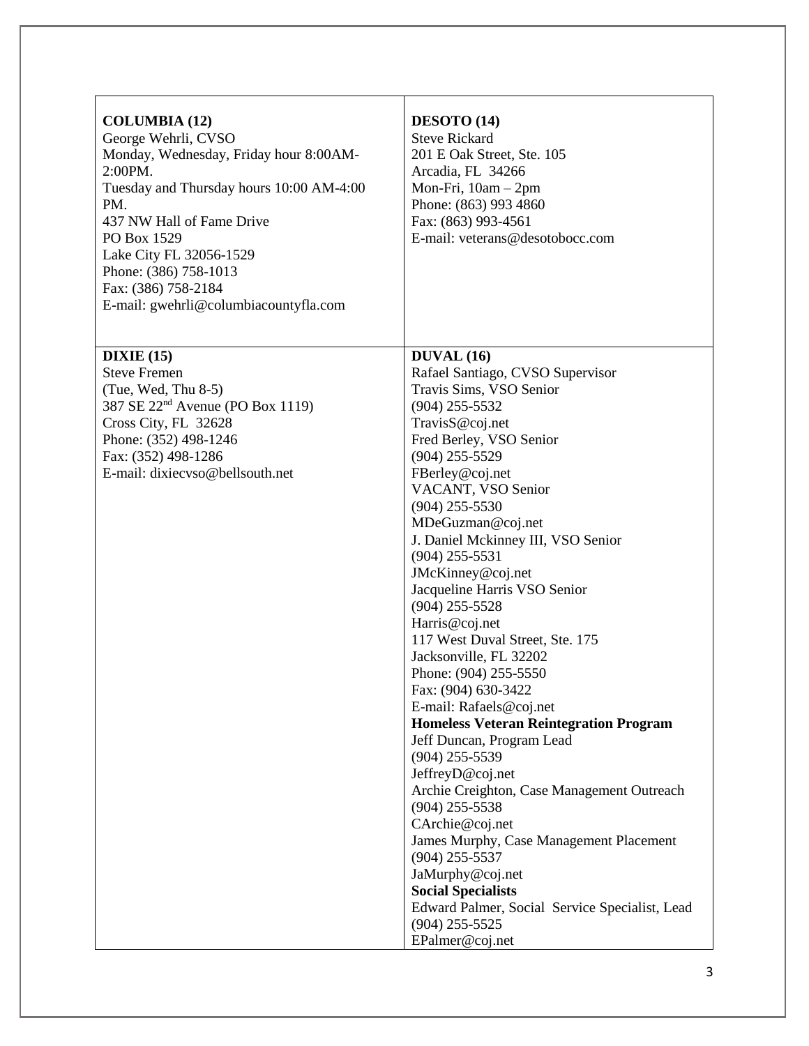| | |
|---|---|
| **COLUMBIA (12)**<br>George Wehrli, CVSO<br>Monday, Wednesday, Friday hour 8:00AM-2:00PM.<br>Tuesday and Thursday hours 10:00 AM-4:00 PM.<br>437 NW Hall of Fame Drive<br>PO Box 1529<br>Lake City FL 32056-1529<br>Phone: (386) 758-1013<br>Fax: (386) 758-2184<br>E-mail: gwehrli@columbiacountyfla.com | **DESOTO (14)**<br>Steve Rickard<br>201 E Oak Street, Ste. 105<br>Arcadia, FL 34266<br>Mon-Fri, 10am – 2pm<br>Phone: (863) 993 4860<br>Fax: (863) 993-4561<br>E-mail: veterans@desotobocc.com |
| **DIXIE (15)**<br>Steve Fremen<br>(Tue, Wed, Thu 8-5)<br>387 SE 22nd Avenue (PO Box 1119)<br>Cross City, FL 32628<br>Phone: (352) 498-1246<br>Fax: (352) 498-1286<br>E-mail: dixiecvso@bellsouth.net | **DUVAL (16)**<br>Rafael Santiago, CVSO Supervisor<br>Travis Sims, VSO Senior<br>(904) 255-5532<br>TravisS@coj.net<br>Fred Berley, VSO Senior<br>(904) 255-5529<br>FBerley@coj.net<br>VACANT, VSO Senior<br>(904) 255-5530<br>MDeGuzman@coj.net<br>J. Daniel Mckinney III, VSO Senior<br>(904) 255-5531<br>JMcKinney@coj.net<br>Jacqueline Harris VSO Senior<br>(904) 255-5528<br>Harris@coj.net<br>117 West Duval Street, Ste. 175<br>Jacksonville, FL 32202<br>Phone: (904) 255-5550<br>Fax: (904) 630-3422<br>E-mail: Rafaels@coj.net<br>**Homeless Veteran Reintegration Program**<br>Jeff Duncan, Program Lead<br>(904) 255-5539<br>JeffreyD@coj.net<br>Archie Creighton, Case Management Outreach<br>(904) 255-5538<br>CArchie@coj.net<br>James Murphy, Case Management Placement<br>(904) 255-5537<br>JaMurphy@coj.net<br>**Social Specialists**<br>Edward Palmer, Social Service Specialist, Lead<br>(904) 255-5525<br>EPalmer@coj.net |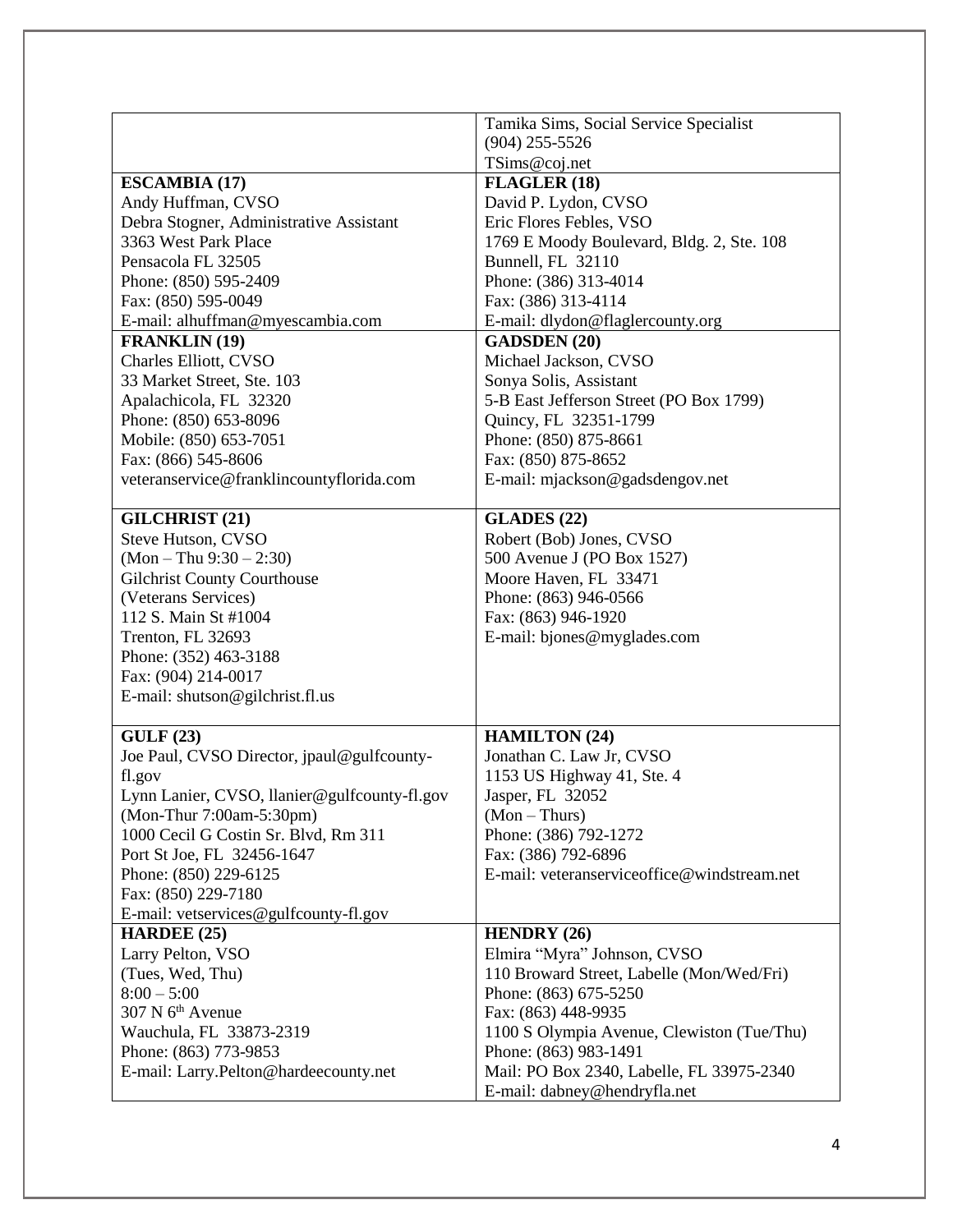| | |
|---|---|
| | Tamika Sims, Social Service Specialist<br>(904) 255-5526<br>TSims@coj.net |
| **ESCAMBIA (17)**<br>Andy Huffman, CVSO<br>Debra Stogner, Administrative Assistant<br>3363 West Park Place<br>Pensacola FL 32505<br>Phone: (850) 595-2409<br>Fax: (850) 595-0049<br>E-mail: alhuffman@myescambia.com | **FLAGLER (18)**<br>David P. Lydon, CVSO<br>Eric Flores Febles, VSO<br>1769 E Moody Boulevard, Bldg. 2, Ste. 108<br>Bunnell, FL 32110<br>Phone: (386) 313-4014<br>Fax: (386) 313-4114<br>E-mail: dlydon@flaglercounty.org |
| **FRANKLIN (19)**<br>Charles Elliott, CVSO<br>33 Market Street, Ste. 103<br>Apalachicola, FL 32320<br>Phone: (850) 653-8096<br>Mobile: (850) 653-7051<br>Fax: (866) 545-8606<br>veteranservice@franklincountyflorida.com | **GADSDEN (20)**<br>Michael Jackson, CVSO<br>Sonya Solis, Assistant<br>5-B East Jefferson Street (PO Box 1799)<br>Quincy, FL 32351-1799<br>Phone: (850) 875-8661<br>Fax: (850) 875-8652<br>E-mail: mjackson@gadsdengov.net |
| **GILCHRIST (21)**<br>Steve Hutson, CVSO<br>(Mon – Thu 9:30 – 2:30)<br>Gilchrist County Courthouse<br>(Veterans Services)<br>112 S. Main St #1004<br>Trenton, FL 32693<br>Phone: (352) 463-3188<br>Fax: (904) 214-0017<br>E-mail: shutson@gilchrist.fl.us | **GLADES (22)**<br>Robert (Bob) Jones, CVSO<br>500 Avenue J (PO Box 1527)<br>Moore Haven, FL 33471<br>Phone: (863) 946-0566<br>Fax: (863) 946-1920<br>E-mail: bjones@myglades.com |
| **GULF (23)**<br>Joe Paul, CVSO Director, jpaul@gulfcounty-fl.gov<br>Lynn Lanier, CVSO, llanier@gulfcounty-fl.gov<br>(Mon-Thur 7:00am-5:30pm)<br>1000 Cecil G Costin Sr. Blvd, Rm 311<br>Port St Joe, FL 32456-1647<br>Phone: (850) 229-6125<br>Fax: (850) 229-7180<br>E-mail: vetservices@gulfcounty-fl.gov | **HAMILTON (24)**<br>Jonathan C. Law Jr, CVSO<br>1153 US Highway 41, Ste. 4<br>Jasper, FL 32052<br>(Mon – Thurs)<br>Phone: (386) 792-1272<br>Fax: (386) 792-6896<br>E-mail: veteranserviceoffice@windstream.net |
| **HARDEE (25)**<br>Larry Pelton, VSO<br>(Tues, Wed, Thu)<br>8:00 – 5:00<br>307 N 6th Avenue<br>Wauchula, FL 33873-2319<br>Phone: (863) 773-9853<br>E-mail: Larry.Pelton@hardeecounty.net | **HENDRY (26)**<br>Elmira "Myra" Johnson, CVSO<br>110 Broward Street, Labelle (Mon/Wed/Fri)<br>Phone: (863) 675-5250<br>Fax: (863) 448-9935<br>1100 S Olympia Avenue, Clewiston (Tue/Thu)<br>Phone: (863) 983-1491<br>Mail: PO Box 2340, Labelle, FL 33975-2340<br>E-mail: dabney@hendryfla.net |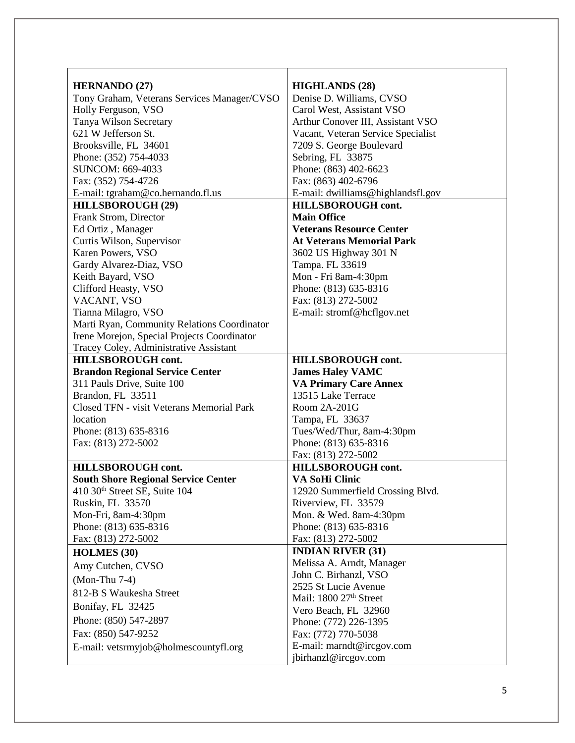| | |
|---|---|
| **HERNANDO (27)**<br>Tony Graham, Veterans Services Manager/CVSO<br>Holly Ferguson, VSO<br>Tanya Wilson Secretary<br>621 W Jefferson St.<br>Brooksville, FL 34601<br>Phone: (352) 754-4033<br>SUNCOM: 669-4033<br>Fax: (352) 754-4726<br>E-mail: tgraham@co.hernando.fl.us | **HIGHLANDS (28)**<br>Denise D. Williams, CVSO<br>Carol West, Assistant VSO<br>Arthur Conover III, Assistant VSO<br>Vacant, Veteran Service Specialist<br>7209 S. George Boulevard<br>Sebring, FL 33875<br>Phone: (863) 402-6623<br>Fax: (863) 402-6796<br>E-mail: dwilliams@highlandsfl.gov |
| **HILLSBOROUGH (29)**<br>Frank Strom, Director<br>Ed Ortiz , Manager<br>Curtis Wilson, Supervisor<br>Karen Powers, VSO<br>Gardy Alvarez-Diaz, VSO<br>Keith Bayard, VSO<br>Clifford Heasty, VSO<br>VACANT, VSO<br>Tianna Milagro, VSO<br>Marti Ryan, Community Relations Coordinator<br>Irene Morejon, Special Projects Coordinator<br>Tracey Coley, Administrative Assistant | **HILLSBOROUGH cont.**<br>**Main Office**<br>**Veterans Resource Center**<br>**At Veterans Memorial Park**<br>3602 US Highway 301 N<br>Tampa. FL 33619<br>Mon - Fri 8am-4:30pm<br>Phone: (813) 635-8316<br>Fax: (813) 272-5002<br>E-mail: stromf@hcflgov.net |
| **HILLSBOROUGH cont.**<br>**Brandon Regional Service Center**<br>311 Pauls Drive, Suite 100<br>Brandon, FL 33511<br>Closed TFN - visit Veterans Memorial Park location<br>Phone: (813) 635-8316<br>Fax: (813) 272-5002 | **HILLSBOROUGH cont.**<br>**James Haley VAMC**<br>**VA Primary Care Annex**<br>13515 Lake Terrace<br>Room 2A-201G<br>Tampa, FL 33637<br>Tues/Wed/Thur, 8am-4:30pm<br>Phone: (813) 635-8316<br>Fax: (813) 272-5002 |
| **HILLSBOROUGH cont.**<br>**South Shore Regional Service Center**<br>410 30th Street SE, Suite 104<br>Ruskin, FL 33570<br>Mon-Fri, 8am-4:30pm<br>Phone: (813) 635-8316<br>Fax: (813) 272-5002 | **HILLSBOROUGH cont.**<br>**VA SoHi Clinic**<br>12920 Summerfield Crossing Blvd.<br>Riverview, FL 33579<br>Mon. & Wed. 8am-4:30pm<br>Phone: (813) 635-8316<br>Fax: (813) 272-5002 |
| **HOLMES (30)**<br>Amy Cutchen, CVSO<br>(Mon-Thu 7-4)<br>812-B S Waukesha Street<br>Bonifay, FL 32425<br>Phone: (850) 547-2897<br>Fax: (850) 547-9252<br>E-mail: vetsrmyjob@holmescountyfl.org | **INDIAN RIVER (31)**<br>Melissa A. Arndt, Manager<br>John C. Birhanzl, VSO<br>2525 St Lucie Avenue<br>Mail: 1800 27th Street<br>Vero Beach, FL 32960<br>Phone: (772) 226-1395<br>Fax: (772) 770-5038<br>E-mail: marndt@ircgov.com<br>jbirhanzl@ircgov.com |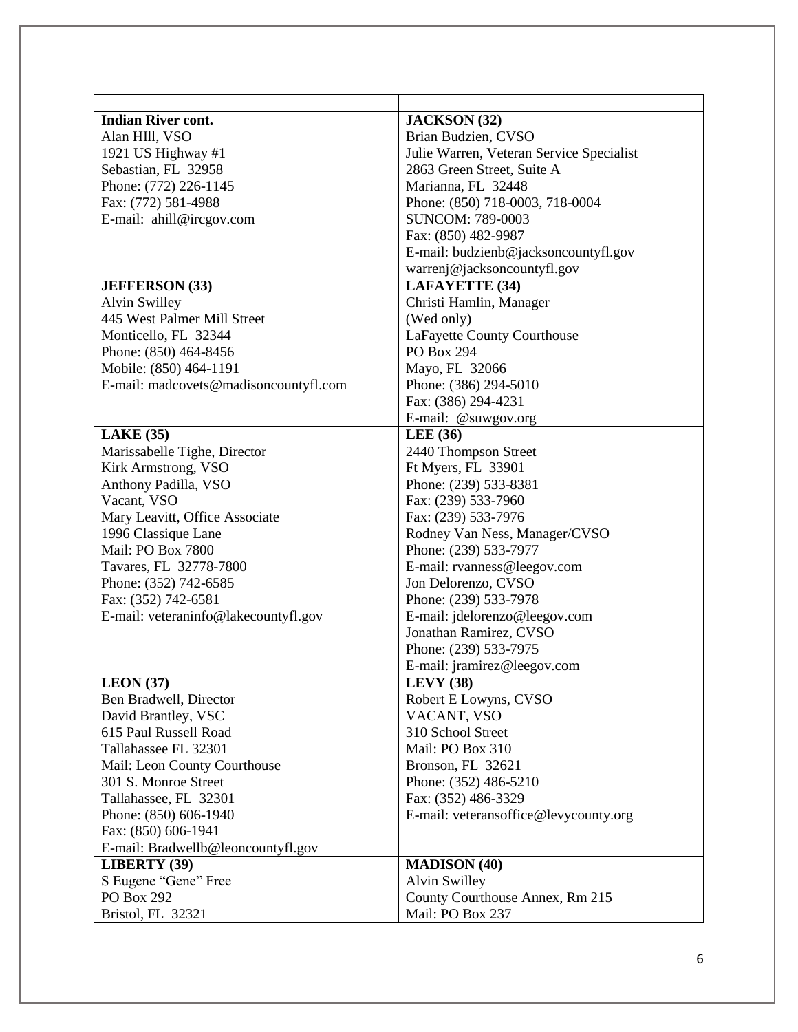| | |
|---|---|
| **Indian River cont.**<br>Alan HIll, VSO<br>1921 US Highway #1<br>Sebastian, FL 32958<br>Phone: (772) 226-1145<br>Fax: (772) 581-4988<br>E-mail: ahill@ircgov.com | **JACKSON (32)**<br>Brian Budzien, CVSO<br>Julie Warren, Veteran Service Specialist<br>2863 Green Street, Suite A<br>Marianna, FL 32448<br>Phone: (850) 718-0003, 718-0004<br>SUNCOM: 789-0003<br>Fax: (850) 482-9987<br>E-mail: budzienb@jacksoncountyfl.gov<br>warrenj@jacksoncountyfl.gov |
| **JEFFERSON (33)**<br>Alvin Swilley<br>445 West Palmer Mill Street<br>Monticello, FL 32344<br>Phone: (850) 464-8456<br>Mobile: (850) 464-1191<br>E-mail: madcovets@madisoncountyfl.com | **LAFAYETTE (34)**<br>Christi Hamlin, Manager<br>(Wed only)<br>LaFayette County Courthouse<br>PO Box 294<br>Mayo, FL 32066<br>Phone: (386) 294-5010<br>Fax: (386) 294-4231<br>E-mail: @suwgov.org |
| **LAKE (35)**<br>Marissabelle Tighe, Director<br>Kirk Armstrong, VSO<br>Anthony Padilla, VSO<br>Vacant, VSO<br>Mary Leavitt, Office Associate<br>1996 Classique Lane<br>Mail: PO Box 7800<br>Tavares, FL 32778-7800<br>Phone: (352) 742-6585<br>Fax: (352) 742-6581<br>E-mail: veteraninfo@lakecountyfl.gov | **LEE (36)**<br>2440 Thompson Street<br>Ft Myers, FL 33901<br>Phone: (239) 533-8381<br>Fax: (239) 533-7960<br>Fax: (239) 533-7976<br>Rodney Van Ness, Manager/CVSO<br>Phone: (239) 533-7977<br>E-mail: rvanness@leegov.com<br>Jon Delorenzo, CVSO<br>Phone: (239) 533-7978<br>E-mail: jdelorenzo@leegov.com<br>Jonathan Ramirez, CVSO<br>Phone: (239) 533-7975<br>E-mail: jramirez@leegov.com |
| **LEON (37)**<br>Ben Bradwell, Director<br>David Brantley, VSC<br>615 Paul Russell Road<br>Tallahassee FL 32301<br>Mail: Leon County Courthouse<br>301 S. Monroe Street<br>Tallahassee, FL 32301<br>Phone: (850) 606-1940<br>Fax: (850) 606-1941<br>E-mail: Bradwellb@leoncountyfl.gov | **LEVY (38)**<br>Robert E Lowyns, CVSO<br>VACANT, VSO<br>310 School Street<br>Mail: PO Box 310<br>Bronson, FL 32621<br>Phone: (352) 486-5210<br>Fax: (352) 486-3329<br>E-mail: veteransoffice@levycounty.org |
| **LIBERTY (39)**<br>S Eugene "Gene" Free<br>PO Box 292<br>Bristol, FL 32321 | **MADISON (40)**<br>Alvin Swilley<br>County Courthouse Annex, Rm 215<br>Mail: PO Box 237 |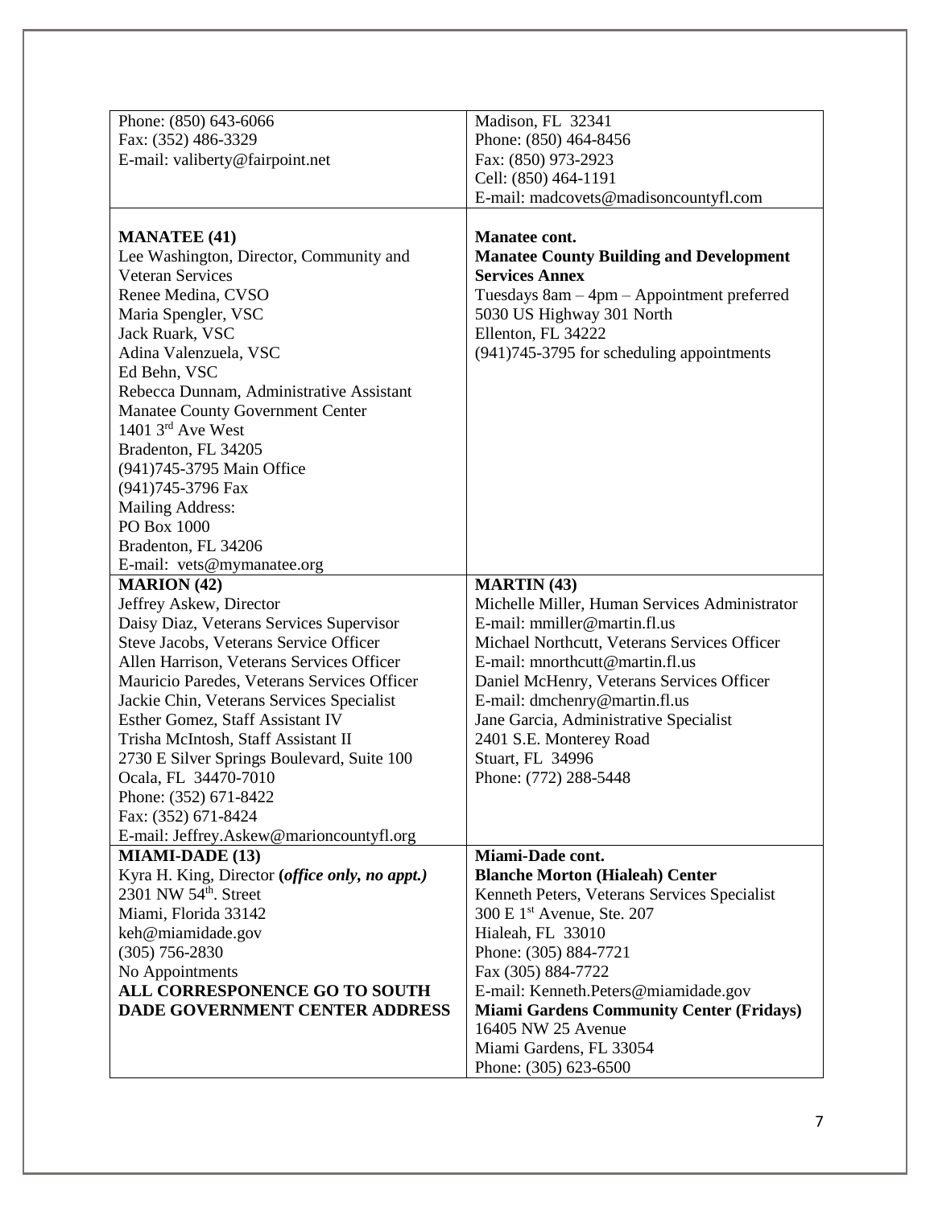| | |
|---|---|
| Phone: (850) 643-6066<br>Fax: (352) 486-3329<br>E-mail: valiberty@fairpoint.net | Madison, FL 32341<br>Phone: (850) 464-8456<br>Fax: (850) 973-2923<br>Cell: (850) 464-1191<br>E-mail: madcovets@madisoncountyfl.com |
| **MANATEE (41)**<br>Lee Washington, Director, Community and Veteran Services<br>Renee Medina, CVSO<br>Maria Spengler, VSC<br>Jack Ruark, VSC<br>Adina Valenzuela, VSC<br>Ed Behn, VSC<br>Rebecca Dunnam, Administrative Assistant<br>Manatee County Government Center<br>1401 3rd Ave West<br>Bradenton, FL 34205<br>(941)745-3795 Main Office<br>(941)745-3796 Fax<br>Mailing Address:<br>PO Box 1000<br>Bradenton, FL 34206<br>E-mail: vets@mymanatee.org | **Manatee cont.**<br>**Manatee County Building and Development Services Annex**<br>Tuesdays 8am – 4pm – Appointment preferred<br>5030 US Highway 301 North<br>Ellenton, FL 34222<br>(941)745-3795 for scheduling appointments |
| **MARION (42)**<br>Jeffrey Askew, Director<br>Daisy Diaz, Veterans Services Supervisor<br>Steve Jacobs, Veterans Service Officer<br>Allen Harrison, Veterans Services Officer<br>Mauricio Paredes, Veterans Services Officer<br>Jackie Chin, Veterans Services Specialist<br>Esther Gomez, Staff Assistant IV<br>Trisha McIntosh, Staff Assistant II<br>2730 E Silver Springs Boulevard, Suite 100<br>Ocala, FL 34470-7010<br>Phone: (352) 671-8422<br>Fax: (352) 671-8424<br>E-mail: Jeffrey.Askew@marioncountyfl.org | **MARTIN (43)**<br>Michelle Miller, Human Services Administrator<br>E-mail: mmiller@martin.fl.us<br>Michael Northcutt, Veterans Services Officer<br>E-mail: mnorthcutt@martin.fl.us<br>Daniel McHenry, Veterans Services Officer<br>E-mail: dmchenry@martin.fl.us<br>Jane Garcia, Administrative Specialist<br>2401 S.E. Monterey Road<br>Stuart, FL 34996<br>Phone: (772) 288-5448 |
| **MIAMI-DADE (13)**<br>Kyra H. King, Director (***office only, no appt.***)<br>2301 NW 54th. Street<br>Miami, Florida 33142<br>keh@miamidade.gov<br>(305) 756-2830<br>No Appointments<br>**ALL CORRESPONENCE GO TO SOUTH DADE GOVERNMENT CENTER ADDRESS** | **Miami-Dade cont.**<br>**Blanche Morton (Hialeah) Center**<br>Kenneth Peters, Veterans Services Specialist<br>300 E 1st Avenue, Ste. 207<br>Hialeah, FL 33010<br>Phone: (305) 884-7721<br>Fax (305) 884-7722<br>E-mail: Kenneth.Peters@miamidade.gov<br>**Miami Gardens Community Center (Fridays)**<br>16405 NW 25 Avenue<br>Miami Gardens, FL 33054<br>Phone: (305) 623-6500 |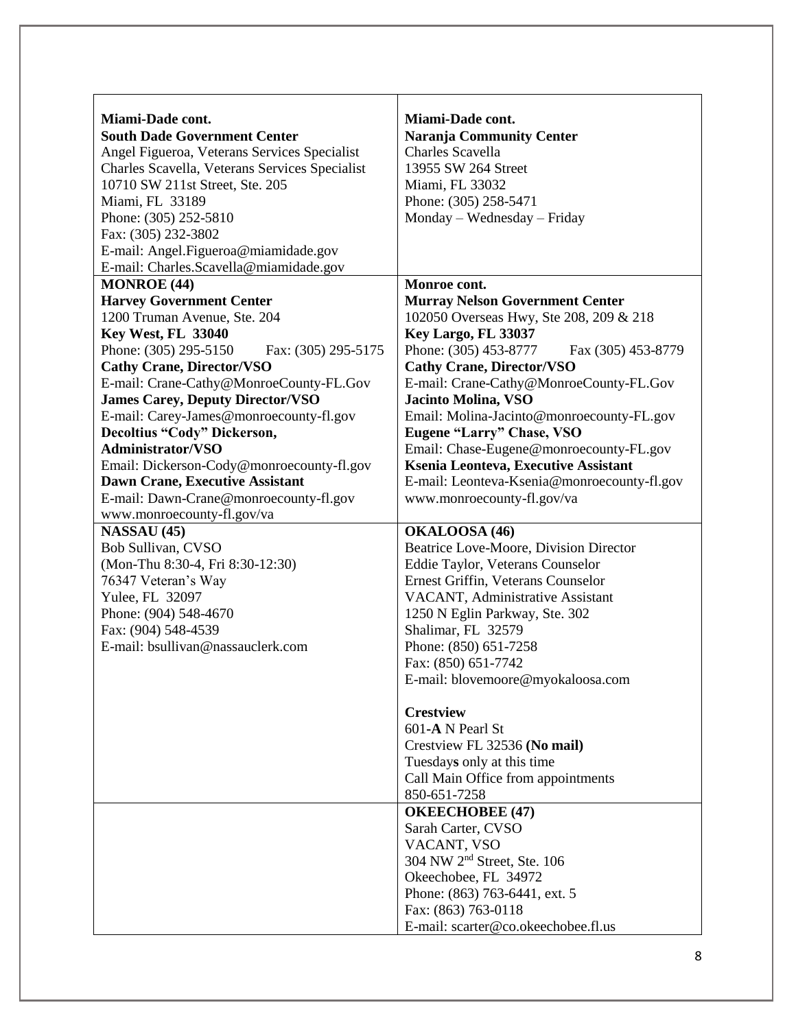| **Miami-Dade cont.**<br>**South Dade Government Center**<br>Angel Figueroa, Veterans Services Specialist<br>Charles Scavella, Veterans Services Specialist<br>10710 SW 211st Street, Ste. 205<br>Miami, FL 33189<br>Phone: (305) 252-5810<br>Fax: (305) 232-3802<br>E-mail: Angel.Figueroa@miamidade.gov<br>E-mail: Charles.Scavella@miamidade.gov | **Miami-Dade cont.**<br>**Naranja Community Center**<br>Charles Scavella<br>13955 SW 264 Street<br>Miami, FL 33032<br>Phone: (305) 258-5471<br>Monday – Wednesday – Friday |
|---|---|
| **MONROE (44)**<br>**Harvey Government Center**<br>1200 Truman Avenue, Ste. 204<br>**Key West, FL 33040**<br>Phone: (305) 295-5150 Fax: (305) 295-5175<br>**Cathy Crane, Director/VSO**<br>E-mail: Crane-Cathy@MonroeCounty-FL.Gov<br>**James Carey, Deputy Director/VSO**<br>E-mail: Carey-James@monroecounty-fl.gov<br>**Decoltius "Cody" Dickerson, Administrator/VSO**<br>Email: Dickerson-Cody@monroecounty-fl.gov<br>**Dawn Crane, Executive Assistant**<br>E-mail: Dawn-Crane@monroecounty-fl.gov<br>www.monroecounty-fl.gov/va | **Monroe cont.**<br>**Murray Nelson Government Center**<br>102050 Overseas Hwy, Ste 208, 209 & 218<br>**Key Largo, FL 33037**<br>Phone: (305) 453-8777 Fax (305) 453-8779<br>**Cathy Crane, Director/VSO**<br>E-mail: Crane-Cathy@MonroeCounty-FL.Gov<br>**Jacinto Molina, VSO**<br>Email: Molina-Jacinto@monroecounty-FL.gov<br>**Eugene "Larry" Chase, VSO**<br>Email: Chase-Eugene@monroecounty-FL.gov<br>**Ksenia Leonteva, Executive Assistant**<br>E-mail: Leonteva-Ksenia@monroecounty-fl.gov<br>www.monroecounty-fl.gov/va |
| **NASSAU (45)**<br>Bob Sullivan, CVSO<br>(Mon-Thu 8:30-4, Fri 8:30-12:30)<br>76347 Veteran's Way<br>Yulee, FL 32097<br>Phone: (904) 548-4670<br>Fax: (904) 548-4539<br>E-mail: bsullivan@nassauclerk.com | **OKALOOSA (46)**<br>Beatrice Love-Moore, Division Director<br>Eddie Taylor, Veterans Counselor<br>Ernest Griffin, Veterans Counselor<br>VACANT, Administrative Assistant<br>1250 N Eglin Parkway, Ste. 302<br>Shalimar, FL 32579<br>Phone: (850) 651-7258<br>Fax: (850) 651-7742<br>E-mail: blovemoore@myokaloosa.com<br><br>**Crestview**<br>601-**A** N Pearl St<br>Crestview FL 32536 **(No mail)**<br>Tuesday**s** only at this time<br>Call Main Office from appointments<br>850-651-7258 |
| | **OKEECHOBEE (47)**<br>Sarah Carter, CVSO<br>VACANT, VSO<br>304 NW 2nd Street, Ste. 106<br>Okeechobee, FL 34972<br>Phone: (863) 763-6441, ext. 5<br>Fax: (863) 763-0118<br>E-mail: scarter@co.okeechobee.fl.us |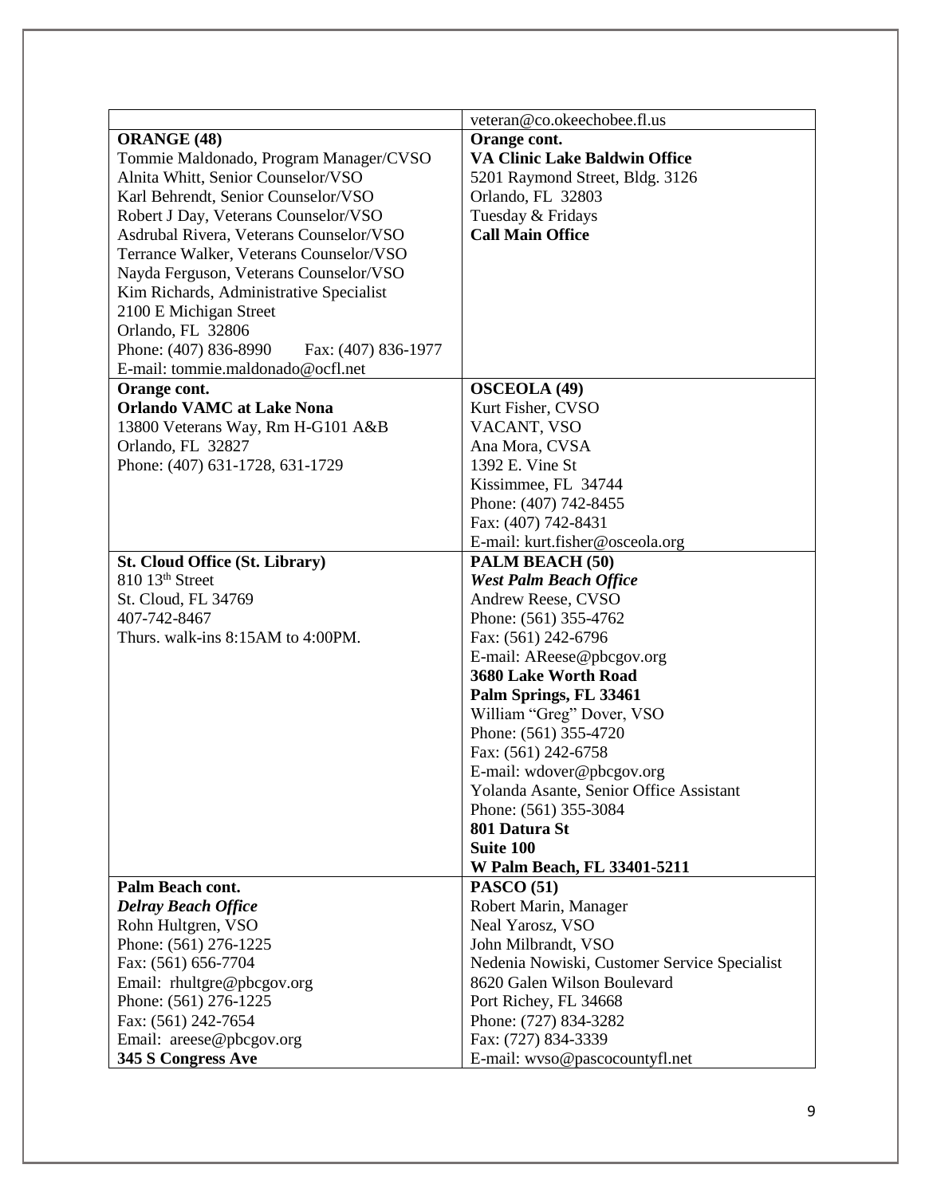| | |
|---|---|
| | veteran@co.okeechobee.fl.us |
| **ORANGE (48)**<br>Tommie Maldonado, Program Manager/CVSO<br>Alnita Whitt, Senior Counselor/VSO<br>Karl Behrendt, Senior Counselor/VSO<br>Robert J Day, Veterans Counselor/VSO<br>Asdrubal Rivera, Veterans Counselor/VSO<br>Terrance Walker, Veterans Counselor/VSO<br>Nayda Ferguson, Veterans Counselor/VSO<br>Kim Richards, Administrative Specialist<br>2100 E Michigan Street<br>Orlando, FL 32806<br>Phone: (407) 836-8990 Fax: (407) 836-1977<br>E-mail: tommie.maldonado@ocfl.net | **Orange cont.**<br>**VA Clinic Lake Baldwin Office**<br>5201 Raymond Street, Bldg. 3126<br>Orlando, FL 32803<br>Tuesday & Fridays<br>**Call Main Office** |
| **Orange cont.**<br>**Orlando VAMC at Lake Nona**<br>13800 Veterans Way, Rm H-G101 A&B<br>Orlando, FL 32827<br>Phone: (407) 631-1728, 631-1729 | **OSCEOLA (49)**<br>Kurt Fisher, CVSO<br>VACANT, VSO<br>Ana Mora, CVSA<br>1392 E. Vine St<br>Kissimmee, FL 34744<br>Phone: (407) 742-8455<br>Fax: (407) 742-8431<br>E-mail: kurt.fisher@osceola.org |
| **St. Cloud Office (St. Library)**<br>810 13th Street<br>St. Cloud, FL 34769<br>407-742-8467<br>Thurs. walk-ins 8:15AM to 4:00PM. | **PALM BEACH (50)**<br>***West Palm Beach Office***<br>Andrew Reese, CVSO<br>Phone: (561) 355-4762<br>Fax: (561) 242-6796<br>E-mail: AReese@pbcgov.org<br>**3680 Lake Worth Road**<br>**Palm Springs, FL 33461**<br>William "Greg" Dover, VSO<br>Phone: (561) 355-4720<br>Fax: (561) 242-6758<br>E-mail: wdover@pbcgov.org<br>Yolanda Asante, Senior Office Assistant<br>Phone: (561) 355-3084<br>**801 Datura St**<br>**Suite 100**<br>**W Palm Beach, FL 33401-5211** |
| **Palm Beach cont.**<br>***Delray Beach Office***<br>Rohn Hultgren, VSO<br>Phone: (561) 276-1225<br>Fax: (561) 656-7704<br>Email: rhultgre@pbcgov.org<br>Phone: (561) 276-1225<br>Fax: (561) 242-7654<br>Email: areese@pbcgov.org<br>**345 S Congress Ave** | **PASCO (51)**<br>Robert Marin, Manager<br>Neal Yarosz, VSO<br>John Milbrandt, VSO<br>Nedenia Nowiski, Customer Service Specialist<br>8620 Galen Wilson Boulevard<br>Port Richey, FL 34668<br>Phone: (727) 834-3282<br>Fax: (727) 834-3339<br>E-mail: wvso@pascocountyfl.net |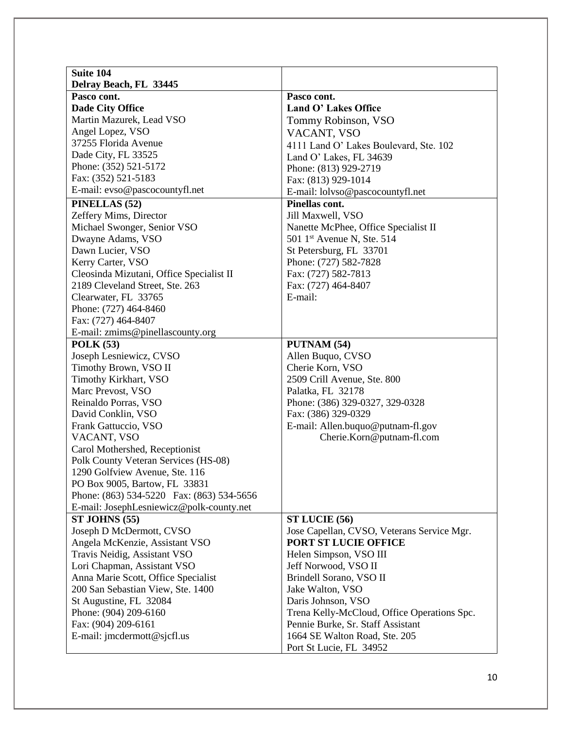| **Suite 104**<br>**Delray Beach, FL 33445** | |
|---|---|
| **Pasco cont.**<br>**Dade City Office**<br>Martin Mazurek, Lead VSO<br>Angel Lopez, VSO<br>37255 Florida Avenue<br>Dade City, FL 33525<br>Phone: (352) 521-5172<br>Fax: (352) 521-5183<br>E-mail: evso@pascocountyfl.net | **Pasco cont.**<br>**Land O' Lakes Office**<br>Tommy Robinson, VSO<br>VACANT, VSO<br>4111 Land O' Lakes Boulevard, Ste. 102<br>Land O' Lakes, FL 34639<br>Phone: (813) 929-2719<br>Fax: (813) 929-1014<br>E-mail: lolvso@pascocountyfl.net |
| **PINELLAS (52)**<br>Zeffery Mims, Director<br>Michael Swonger, Senior VSO<br>Dwayne Adams, VSO<br>Dawn Lucier, VSO<br>Kerry Carter, VSO<br>Cleosinda Mizutani, Office Specialist II<br>2189 Cleveland Street, Ste. 263<br>Clearwater, FL 33765<br>Phone: (727) 464-8460<br>Fax: (727) 464-8407<br>E-mail: zmims@pinellascounty.org | **Pinellas cont.**<br>Jill Maxwell, VSO<br>Nanette McPhee, Office Specialist II<br>501 1st Avenue N, Ste. 514<br>St Petersburg, FL 33701<br>Phone: (727) 582-7828<br>Fax: (727) 582-7813<br>Fax: (727) 464-8407<br>E-mail: |
| **POLK (53)**<br>Joseph Lesniewicz, CVSO<br>Timothy Brown, VSO II<br>Timothy Kirkhart, VSO<br>Marc Prevost, VSO<br>Reinaldo Porras, VSO<br>David Conklin, VSO<br>Frank Gattuccio, VSO<br>VACANT, VSO<br>Carol Mothershed, Receptionist<br>Polk County Veteran Services (HS-08)<br>1290 Golfview Avenue, Ste. 116<br>PO Box 9005, Bartow, FL 33831<br>Phone: (863) 534-5220 Fax: (863) 534-5656<br>E-mail: JosephLesniewicz@polk-county.net | **PUTNAM (54)**<br>Allen Buquo, CVSO<br>Cherie Korn, VSO<br>2509 Crill Avenue, Ste. 800<br>Palatka, FL 32178<br>Phone: (386) 329-0327, 329-0328<br>Fax: (386) 329-0329<br>E-mail: Allen.buquo@putnam-fl.gov<br>Cherie.Korn@putnam-fl.com |
| **ST JOHNS (55)**<br>Joseph D McDermott, CVSO<br>Angela McKenzie, Assistant VSO<br>Travis Neidig, Assistant VSO<br>Lori Chapman, Assistant VSO<br>Anna Marie Scott, Office Specialist<br>200 San Sebastian View, Ste. 1400<br>St Augustine, FL 32084<br>Phone: (904) 209-6160<br>Fax: (904) 209-6161<br>E-mail: jmcdermott@sjcfl.us | **ST LUCIE (56)**<br>Jose Capellan, CVSO, Veterans Service Mgr.<br>**PORT ST LUCIE OFFICE**<br>Helen Simpson, VSO III<br>Jeff Norwood, VSO II<br>Brindell Sorano, VSO II<br>Jake Walton, VSO<br>Daris Johnson, VSO<br>Trena Kelly-McCloud, Office Operations Spc.<br>Pennie Burke, Sr. Staff Assistant<br>1664 SE Walton Road, Ste. 205<br>Port St Lucie, FL 34952 |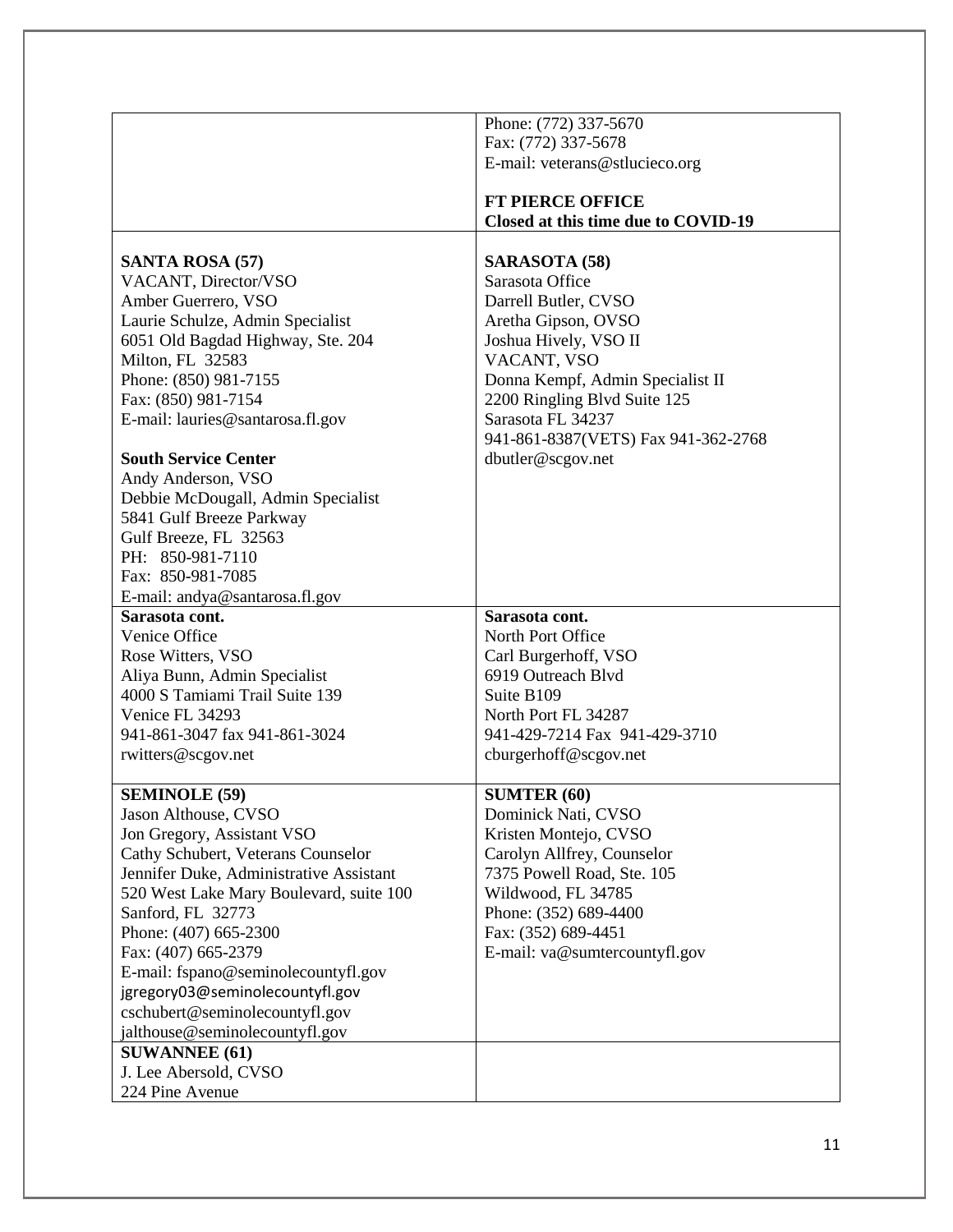| | |
|---|---|
| | Phone: (772) 337-5670<br>Fax: (772) 337-5678<br>E-mail: veterans@stlucieco.org<br><br>**FT PIERCE OFFICE**<br>**Closed at this time due to COVID-19** |
| **SANTA ROSA (57)**<br>VACANT, Director/VSO<br>Amber Guerrero, VSO<br>Laurie Schulze, Admin Specialist<br>6051 Old Bagdad Highway, Ste. 204<br>Milton, FL 32583<br>Phone: (850) 981-7155<br>Fax: (850) 981-7154<br>E-mail: lauries@santarosa.fl.gov<br><br>**South Service Center**<br>Andy Anderson, VSO<br>Debbie McDougall, Admin Specialist<br>5841 Gulf Breeze Parkway<br>Gulf Breeze, FL 32563<br>PH: 850-981-7110<br>Fax: 850-981-7085<br>E-mail: andya@santarosa.fl.gov | **SARASOTA (58)**<br>Sarasota Office<br>Darrell Butler, CVSO<br>Aretha Gipson, OVSO<br>Joshua Hively, VSO II<br>VACANT, VSO<br>Donna Kempf, Admin Specialist II<br>2200 Ringling Blvd Suite 125<br>Sarasota FL 34237<br>941-861-8387(VETS) Fax 941-362-2768<br>dbutler@scgov.net |
| **Sarasota cont.**<br>Venice Office<br>Rose Witters, VSO<br>Aliya Bunn, Admin Specialist<br>4000 S Tamiami Trail Suite 139<br>Venice FL 34293<br>941-861-3047 fax 941-861-3024<br>rwitters@scgov.net | **Sarasota cont.**<br>North Port Office<br>Carl Burgerhoff, VSO<br>6919 Outreach Blvd<br>Suite B109<br>North Port FL 34287<br>941-429-7214 Fax 941-429-3710<br>cburgerhoff@scgov.net |
| **SEMINOLE (59)**<br>Jason Althouse, CVSO<br>Jon Gregory, Assistant VSO<br>Cathy Schubert, Veterans Counselor<br>Jennifer Duke, Administrative Assistant<br>520 West Lake Mary Boulevard, suite 100<br>Sanford, FL 32773<br>Phone: (407) 665-2300<br>Fax: (407) 665-2379<br>E-mail: fspano@seminolecountyfl.gov<br>jgregory03@seminolecountyfl.gov<br>cschubert@seminolecountyfl.gov<br>jalthouse@seminolecountyfl.gov | **SUMTER (60)**<br>Dominick Nati, CVSO<br>Kristen Montejo, CVSO<br>Carolyn Allfrey, Counselor<br>7375 Powell Road, Ste. 105<br>Wildwood, FL 34785<br>Phone: (352) 689-4400<br>Fax: (352) 689-4451<br>E-mail: va@sumtercountyfl.gov |
| **SUWANNEE (61)**<br>J. Lee Abersold, CVSO<br>224 Pine Avenue | |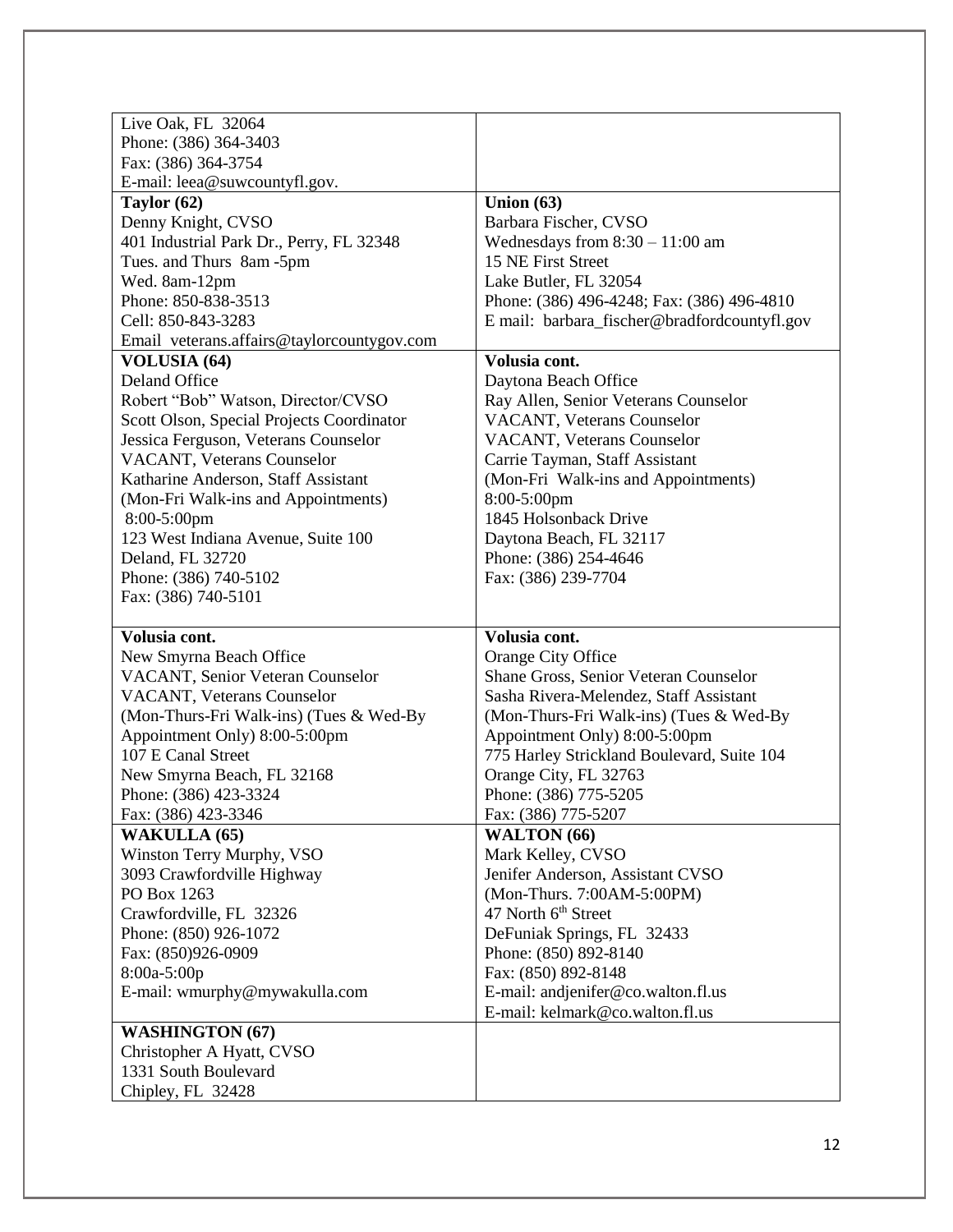| | |
|---|---|
| Live Oak, FL 32064<br>Phone: (386) 364-3403<br>Fax: (386) 364-3754<br>E-mail: leea@suwcountyfl.gov. | |
| **Taylor (62)**<br>Denny Knight, CVSO<br>401 Industrial Park Dr., Perry, FL 32348<br>Tues. and Thurs 8am -5pm<br>Wed. 8am-12pm<br>Phone: 850-838-3513<br>Cell: 850-843-3283<br>Email veterans.affairs@taylorcountygov.com | **Union (63)**<br>Barbara Fischer, CVSO<br>Wednesdays from 8:30 – 11:00 am<br>15 NE First Street<br>Lake Butler, FL 32054<br>Phone: (386) 496-4248; Fax: (386) 496-4810<br>E mail: barbara_fischer@bradfordcountyfl.gov |
| **VOLUSIA (64)**<br>Deland Office<br>Robert "Bob" Watson, Director/CVSO<br>Scott Olson, Special Projects Coordinator<br>Jessica Ferguson, Veterans Counselor<br>VACANT, Veterans Counselor<br>Katharine Anderson, Staff Assistant<br>(Mon-Fri Walk-ins and Appointments)<br>8:00-5:00pm<br>123 West Indiana Avenue, Suite 100<br>Deland, FL 32720<br>Phone: (386) 740-5102<br>Fax: (386) 740-5101 | **Volusia cont.**<br>Daytona Beach Office<br>Ray Allen, Senior Veterans Counselor<br>VACANT, Veterans Counselor<br>VACANT, Veterans Counselor<br>Carrie Tayman, Staff Assistant<br>(Mon-Fri Walk-ins and Appointments)<br>8:00-5:00pm<br>1845 Holsonback Drive<br>Daytona Beach, FL 32117<br>Phone: (386) 254-4646<br>Fax: (386) 239-7704 |
| **Volusia cont.**<br>New Smyrna Beach Office<br>VACANT, Senior Veteran Counselor<br>VACANT, Veterans Counselor<br>(Mon-Thurs-Fri Walk-ins) (Tues & Wed-By Appointment Only) 8:00-5:00pm<br>107 E Canal Street<br>New Smyrna Beach, FL 32168<br>Phone: (386) 423-3324<br>Fax: (386) 423-3346 | **Volusia cont.**<br>Orange City Office<br>Shane Gross, Senior Veteran Counselor<br>Sasha Rivera-Melendez, Staff Assistant<br>(Mon-Thurs-Fri Walk-ins) (Tues & Wed-By Appointment Only) 8:00-5:00pm<br>775 Harley Strickland Boulevard, Suite 104<br>Orange City, FL 32763<br>Phone: (386) 775-5205<br>Fax: (386) 775-5207 |
| **WAKULLA (65)**<br>Winston Terry Murphy, VSO<br>3093 Crawfordville Highway<br>PO Box 1263<br>Crawfordville, FL 32326<br>Phone: (850) 926-1072<br>Fax: (850)926-0909<br>8:00a-5:00p<br>E-mail: wmurphy@mywakulla.com | **WALTON (66)**<br>Mark Kelley, CVSO<br>Jenifer Anderson, Assistant CVSO<br>(Mon-Thurs. 7:00AM-5:00PM)<br>47 North 6th Street<br>DeFuniak Springs, FL 32433<br>Phone: (850) 892-8140<br>Fax: (850) 892-8148<br>E-mail: andjenifer@co.walton.fl.us<br>E-mail: kelmark@co.walton.fl.us |
| **WASHINGTON (67)**<br>Christopher A Hyatt, CVSO<br>1331 South Boulevard<br>Chipley, FL 32428 | |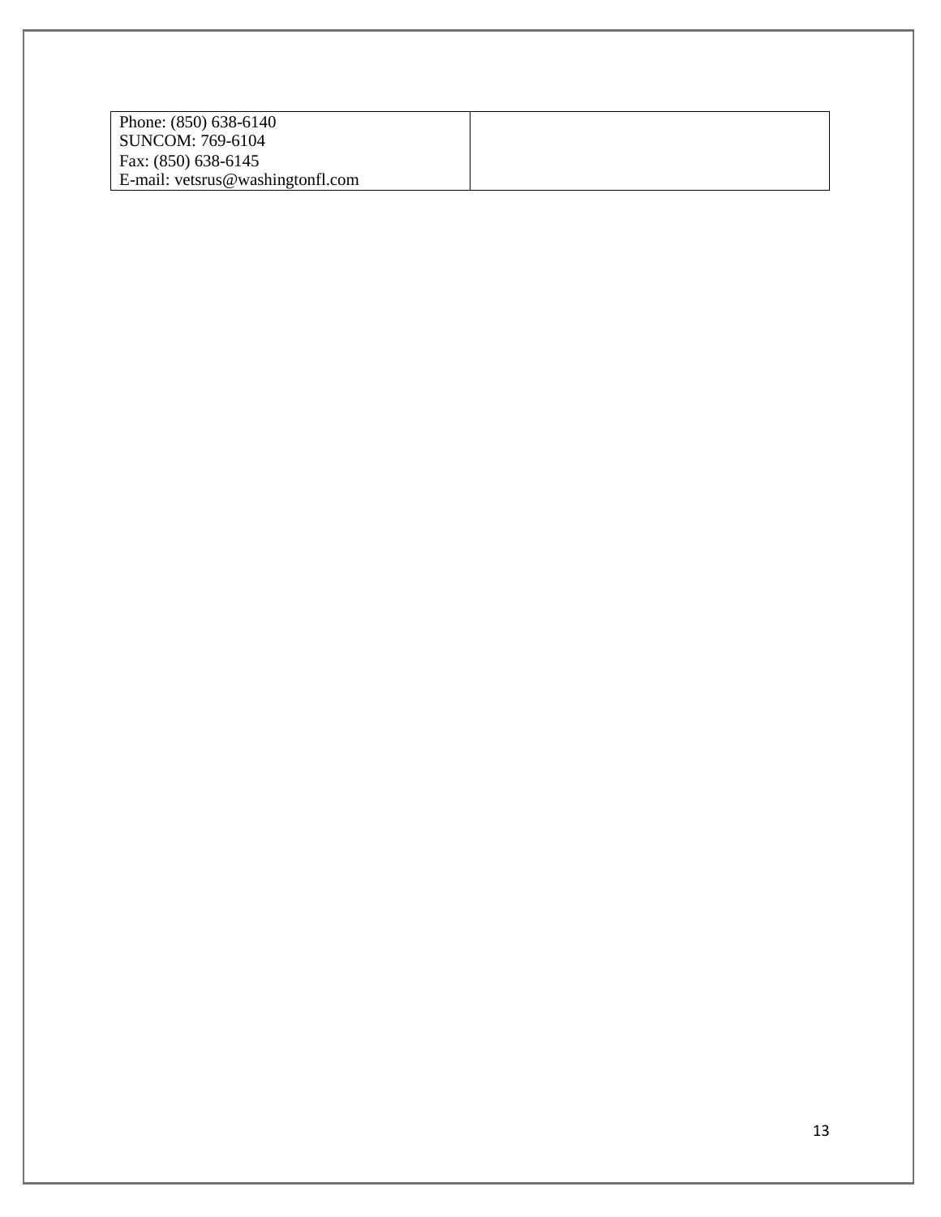| | |
|---|---|
| Phone: (850) 638-6140<br>SUNCOM: 769-6104<br>Fax: (850) 638-6145<br>E-mail: vetsrus@washingtonfl.com | |